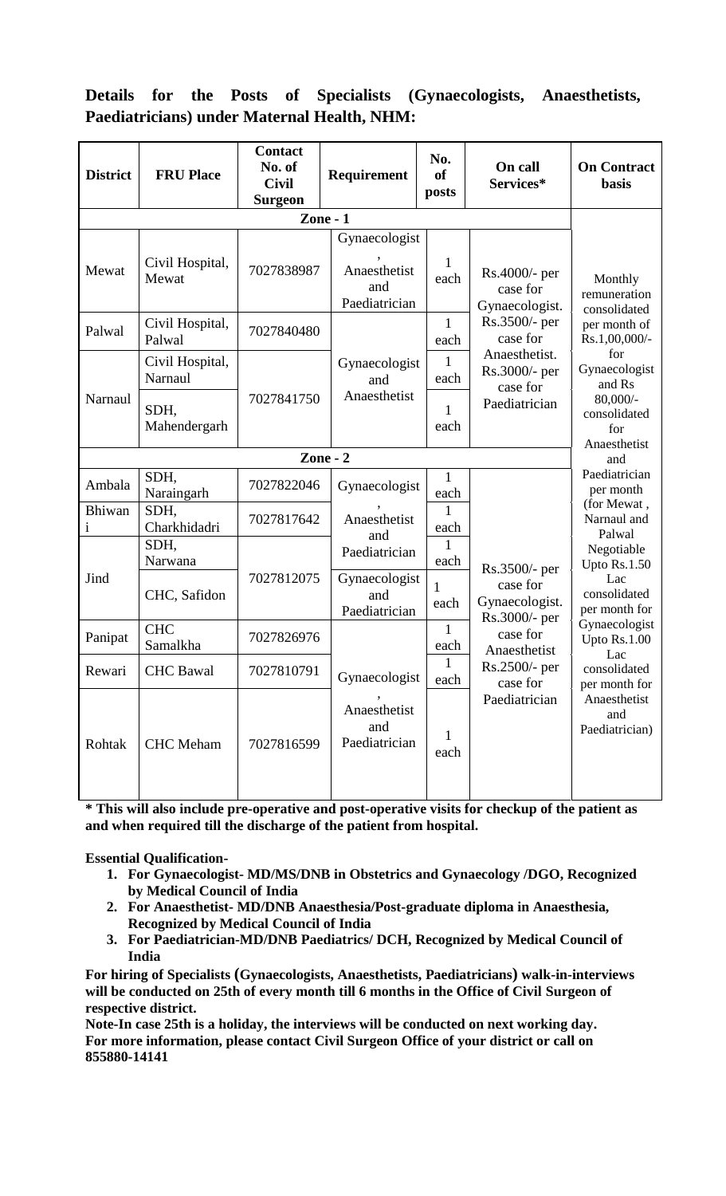**Details for the Posts of Specialists (Gynaecologists, Anaesthetists, Paediatricians) under Maternal Health, NHM:**

| District | FRU Place | Contact No. of Civil Surgeon | Requirement | No. of posts | On call Services* | On Contract basis |
|---|---|---|---|---|---|---|
| **Zone - 1** | | | | | | |
| Mewat | Civil Hospital, Mewat | 7027838987 | Gynaecologist, Anaesthetist and Paediatrician | 1 each | Rs.4000/- per case for Gynaecologist. Rs.3500/- per case for Anaesthetist. Rs.3000/- per case for Paediatrician | Monthly remuneration consolidated per month of Rs.1,00,000/- for Gynaecologist and Rs 80,000/- consolidated for Anaesthetist and Paediatrician per month (for Mewat, Narnaul and Palwal Negotiable Upto Rs.1.50 Lac consolidated per month for Gynaecologist Upto Rs.1.00 Lac consolidated per month for Anaesthetist and Paediatrician) |
| Palwal | Civil Hospital, Palwal | 7027840480 | Gynaecologist and Anaesthetist | 1 each | | |
| Narnaul | Civil Hospital, Narnaul | 7027841750 | Gynaecologist and Anaesthetist | 1 each | | |
| Narnaul | SDH, Mahendergarh | 7027841750 | Gynaecologist and Anaesthetist | 1 each | | |
| **Zone - 2** | | | | | | |
| Ambala | SDH, Naraingarh | 7027822046 | Gynaecologist, Anaesthetist and Paediatrician | 1 each | Rs.3500/- per case for Gynaecologist. Rs.3000/- per case for Anaesthetist Rs.2500/- per case for Paediatrician | |
| Bhiwani | SDH, Charkhidadri | 7027817642 | Gynaecologist, Anaesthetist and Paediatrician | 1 each | | |
| Jind | SDH, Narwana | 7027812075 | Gynaecologist, Anaesthetist and Paediatrician | 1 each | | |
| Jind | CHC, Safidon | 7027812075 | Gynaecologist and Paediatrician | 1 each | | |
| Panipat | CHC Samalkha | 7027826976 | Gynaecologist, Anaesthetist and Paediatrician | 1 each | | |
| Rewari | CHC Bawal | 7027810791 | Gynaecologist, Anaesthetist and Paediatrician | 1 each | | |
| Rohtak | CHC Meham | 7027816599 | Gynaecologist, Anaesthetist and Paediatrician | 1 each | | |

**\* This will also include pre-operative and post-operative visits for checkup of the patient as and when required till the discharge of the patient from hospital.**

**Essential Qualification-**

1. **For Gynaecologist- MD/MS/DNB in Obstetrics and Gynaecology /DGO, Recognized by Medical Council of India**
2. **For Anaesthetist- MD/DNB Anaesthesia/Post-graduate diploma in Anaesthesia, Recognized by Medical Council of India**
3. **For Paediatrician-MD/DNB Paediatrics/ DCH, Recognized by Medical Council of India**

**For hiring of Specialists (Gynaecologists, Anaesthetists, Paediatricians) walk-in-interviews will be conducted on 25th of every month till 6 months in the Office of Civil Surgeon of respective district.**

**Note-In case 25th is a holiday, the interviews will be conducted on next working day.**

**For more information, please contact Civil Surgeon Office of your district or call on 855880-14141**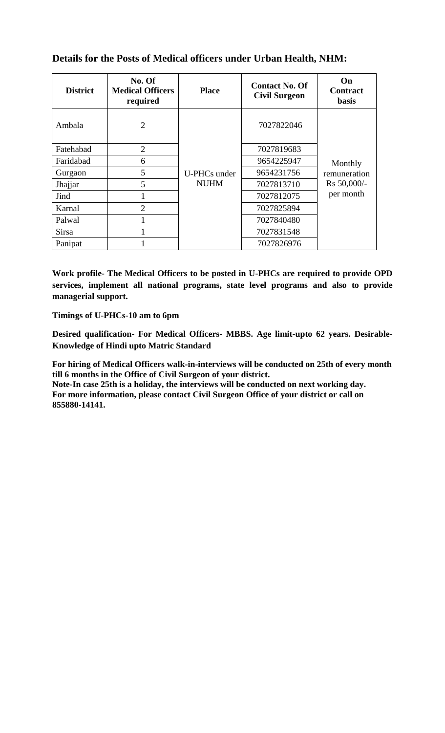**Details for the Posts of Medical officers under Urban Health, NHM:**

| District | No. Of Medical Officers required | Place | Contact No. Of Civil Surgeon | On Contract basis |
|---|---|---|---|---|
| Ambala | 2 | U-PHCs under NUHM | 7027822046 | Monthly remuneration Rs 50,000/- per month |
| Fatehabad | 2 | | 7027819683 | |
| Faridabad | 6 | | 9654225947 | |
| Gurgaon | 5 | | 9654231756 | |
| Jhajjar | 5 | | 7027813710 | |
| Jind | 1 | | 7027812075 | |
| Karnal | 2 | | 7027825894 | |
| Palwal | 1 | | 7027840480 | |
| Sirsa | 1 | | 7027831548 | |
| Panipat | 1 | | 7027826976 | |

**Work profile- The Medical Officers to be posted in U-PHCs are required to provide OPD services, implement all national programs, state level programs and also to provide managerial support.**

**Timings of U-PHCs-10 am to 6pm**

**Desired qualification- For Medical Officers- MBBS. Age limit-upto 62 years. Desirable-Knowledge of Hindi upto Matric Standard**

**For hiring of Medical Officers walk-in-interviews will be conducted on 25th of every month till 6 months in the Office of Civil Surgeon of your district.**
**Note-In case 25th is a holiday, the interviews will be conducted on next working day.**
**For more information, please contact Civil Surgeon Office of your district or call on 855880-14141.**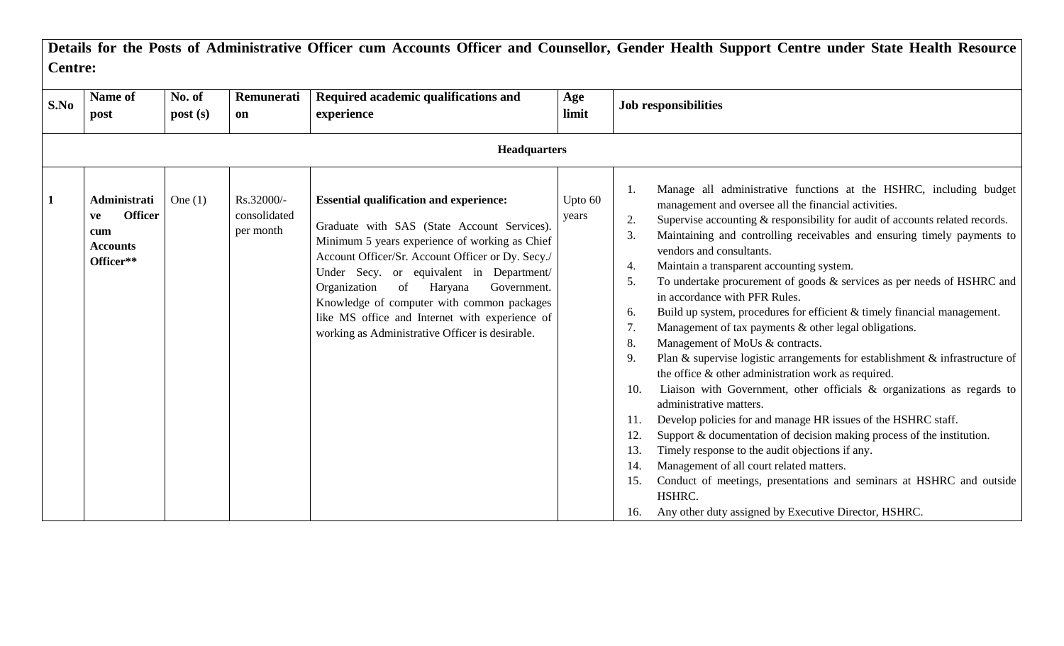**Details for the Posts of Administrative Officer cum Accounts Officer and Counsellor, Gender Health Support Centre under State Health Resource Centre:**

| S.No | Name of post | No. of post (s) | Remuneration | Required academic qualifications and experience | Age limit | Job responsibilities |
|---|---|---|---|---|---|---|
| **Headquarters** | | | | | | |
| **1** | **Administrative Officer cum Accounts Officer\*\*** | One (1) | Rs.32000/- consolidated per month | **Essential qualification and experience:** Graduate with SAS (State Account Services). Minimum 5 years experience of working as Chief Account Officer/Sr. Account Officer or Dy. Secy./ Under Secy. or equivalent in Department/ Organization of Haryana Government. Knowledge of computer with common packages like MS office and Internet with experience of working as Administrative Officer is desirable. | Upto 60 years | 1. Manage all administrative functions at the HSHRC, including budget management and oversee all the financial activities.<br>2. Supervise accounting & responsibility for audit of accounts related records.<br>3. Maintaining and controlling receivables and ensuring timely payments to vendors and consultants.<br>4. Maintain a transparent accounting system.<br>5. To undertake procurement of goods & services as per needs of HSHRC and in accordance with PFR Rules.<br>6. Build up system, procedures for efficient & timely financial management.<br>7. Management of tax payments & other legal obligations.<br>8. Management of MoUs & contracts.<br>9. Plan & supervise logistic arrangements for establishment & infrastructure of the office & other administration work as required.<br>10. Liaison with Government, other officials & organizations as regards to administrative matters.<br>11. Develop policies for and manage HR issues of the HSHRC staff.<br>12. Support & documentation of decision making process of the institution.<br>13. Timely response to the audit objections if any.<br>14. Management of all court related matters.<br>15. Conduct of meetings, presentations and seminars at HSHRC and outside HSHRC.<br>16. Any other duty assigned by Executive Director, HSHRC. |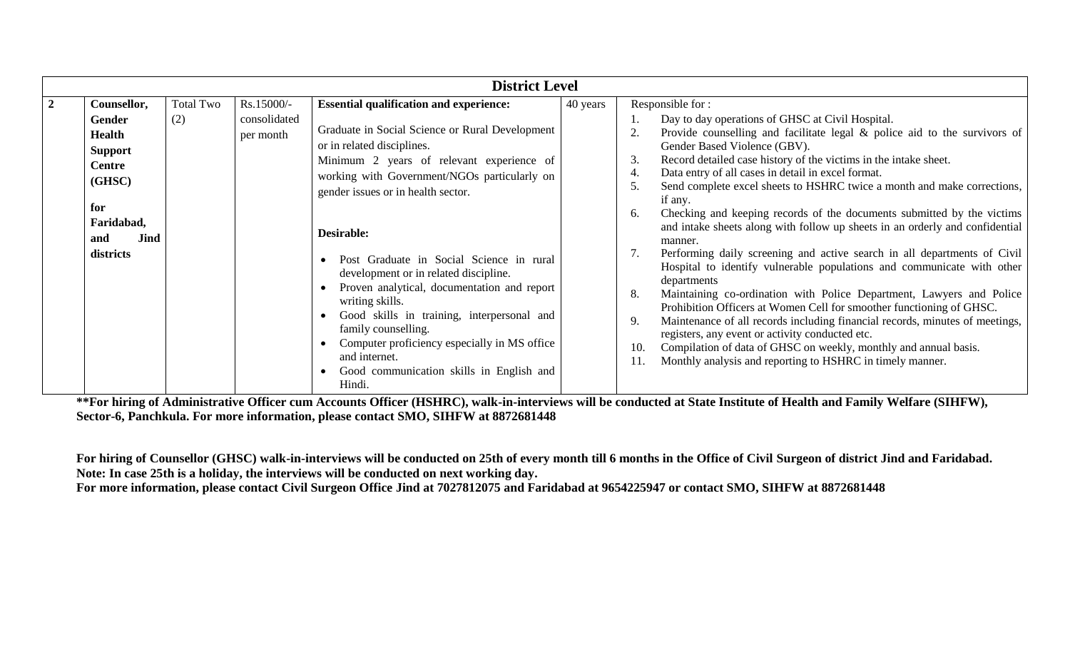| | | | | | | |
|---|---|---|---|---|---|---|
| **District Level** | | | | | | |
| **2** | **Counsellor, Gender Health Support Centre (GHSC) for Faridabad, and Jind districts** | Total Two (2) | Rs.15000/- consolidated per month | **Essential qualification and experience:**<br><br>Graduate in Social Science or Rural Development or in related disciplines.<br>Minimum 2 years of relevant experience of working with Government/NGOs particularly on gender issues or in health sector.<br><br>**Desirable:**<br><br>• Post Graduate in Social Science in rural development or in related discipline.<br>• Proven analytical, documentation and report writing skills.<br>• Good skills in training, interpersonal and family counselling.<br>• Computer proficiency especially in MS office and internet.<br>• Good communication skills in English and Hindi. | 40 years | Responsible for :<br>1. Day to day operations of GHSC at Civil Hospital.<br>2. Provide counselling and facilitate legal & police aid to the survivors of Gender Based Violence (GBV).<br>3. Record detailed case history of the victims in the intake sheet.<br>4. Data entry of all cases in detail in excel format.<br>5. Send complete excel sheets to HSHRC twice a month and make corrections, if any.<br>6. Checking and keeping records of the documents submitted by the victims and intake sheets along with follow up sheets in an orderly and confidential manner.<br>7. Performing daily screening and active search in all departments of Civil Hospital to identify vulnerable populations and communicate with other departments<br>8. Maintaining co-ordination with Police Department, Lawyers and Police Prohibition Officers at Women Cell for smoother functioning of GHSC.<br>9. Maintenance of all records including financial records, minutes of meetings, registers, any event or activity conducted etc.<br>10. Compilation of data of GHSC on weekly, monthly and annual basis.<br>11. Monthly analysis and reporting to HSHRC in timely manner. |

**\*\*For hiring of Administrative Officer cum Accounts Officer (HSHRC), walk-in-interviews will be conducted at State Institute of Health and Family Welfare (SIHFW), Sector-6, Panchkula. For more information, please contact SMO, SIHFW at 8872681448**

**For hiring of Counsellor (GHSC) walk-in-interviews will be conducted on 25th of every month till 6 months in the Office of Civil Surgeon of district Jind and Faridabad.**
**Note: In case 25th is a holiday, the interviews will be conducted on next working day.**
**For more information, please contact Civil Surgeon Office Jind at 7027812075 and Faridabad at 9654225947 or contact SMO, SIHFW at 8872681448**